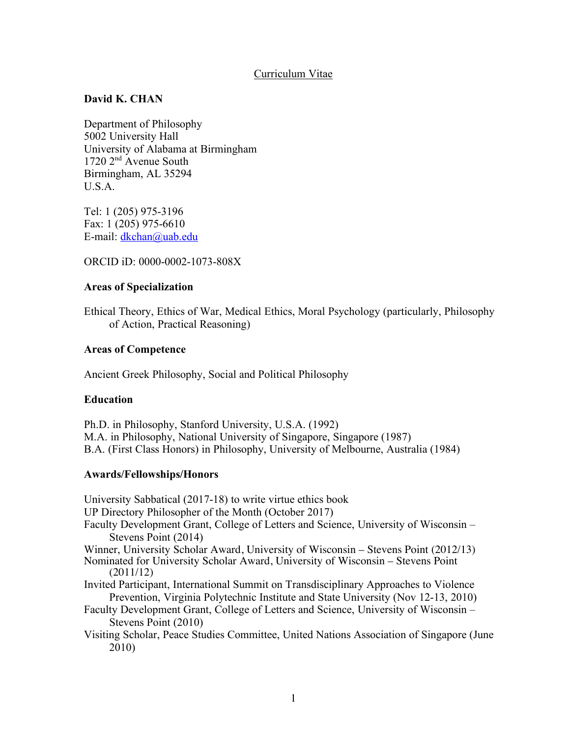Curriculum Vitae

**David K. CHAN**

Department of Philosophy
5002 University Hall
University of Alabama at Birmingham
1720 2nd Avenue South
Birmingham, AL 35294
U.S.A.

Tel: 1 (205) 975-3196
Fax: 1 (205) 975-6610
E-mail: dkchan@uab.edu

ORCID iD: 0000-0002-1073-808X

**Areas of Specialization**

Ethical Theory, Ethics of War, Medical Ethics, Moral Psychology (particularly, Philosophy of Action, Practical Reasoning)

**Areas of Competence**

Ancient Greek Philosophy, Social and Political Philosophy

**Education**

Ph.D. in Philosophy, Stanford University, U.S.A. (1992)
M.A. in Philosophy, National University of Singapore, Singapore (1987)
B.A. (First Class Honors) in Philosophy, University of Melbourne, Australia (1984)

**Awards/Fellowships/Honors**

University Sabbatical (2017-18) to write virtue ethics book
UP Directory Philosopher of the Month (October 2017)
Faculty Development Grant, College of Letters and Science, University of Wisconsin – Stevens Point (2014)
Winner, University Scholar Award, University of Wisconsin – Stevens Point (2012/13)
Nominated for University Scholar Award, University of Wisconsin – Stevens Point (2011/12)
Invited Participant, International Summit on Transdisciplinary Approaches to Violence Prevention, Virginia Polytechnic Institute and State University (Nov 12-13, 2010)
Faculty Development Grant, College of Letters and Science, University of Wisconsin – Stevens Point (2010)
Visiting Scholar, Peace Studies Committee, United Nations Association of Singapore (June 2010)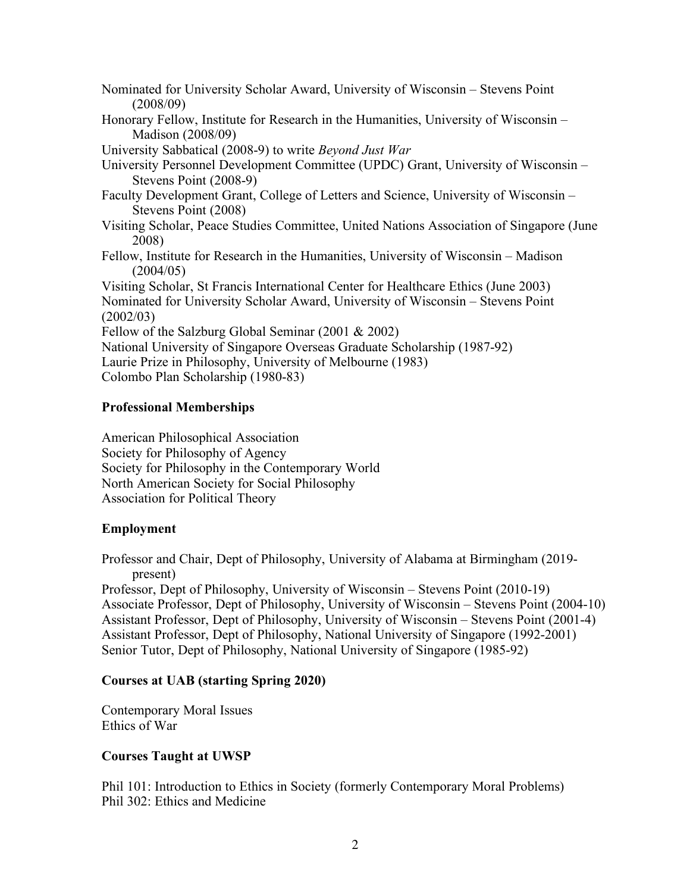Nominated for University Scholar Award, University of Wisconsin – Stevens Point (2008/09)

Honorary Fellow, Institute for Research in the Humanities, University of Wisconsin – Madison (2008/09)

University Sabbatical (2008-9) to write *Beyond Just War*

University Personnel Development Committee (UPDC) Grant, University of Wisconsin – Stevens Point (2008-9)

Faculty Development Grant, College of Letters and Science, University of Wisconsin – Stevens Point (2008)

Visiting Scholar, Peace Studies Committee, United Nations Association of Singapore (June 2008)

Fellow, Institute for Research in the Humanities, University of Wisconsin – Madison (2004/05)

Visiting Scholar, St Francis International Center for Healthcare Ethics (June 2003)

Nominated for University Scholar Award, University of Wisconsin – Stevens Point (2002/03)

Fellow of the Salzburg Global Seminar (2001 & 2002)

National University of Singapore Overseas Graduate Scholarship (1987-92)

Laurie Prize in Philosophy, University of Melbourne (1983)

Colombo Plan Scholarship (1980-83)

### Professional Memberships

American Philosophical Association
Society for Philosophy of Agency
Society for Philosophy in the Contemporary World
North American Society for Social Philosophy
Association for Political Theory

### Employment

Professor and Chair, Dept of Philosophy, University of Alabama at Birmingham (2019-present)

Professor, Dept of Philosophy, University of Wisconsin – Stevens Point (2010-19)

Associate Professor, Dept of Philosophy, University of Wisconsin – Stevens Point (2004-10)

Assistant Professor, Dept of Philosophy, University of Wisconsin – Stevens Point (2001-4)

Assistant Professor, Dept of Philosophy, National University of Singapore (1992-2001)

Senior Tutor, Dept of Philosophy, National University of Singapore (1985-92)

### Courses at UAB (starting Spring 2020)

Contemporary Moral Issues
Ethics of War

### Courses Taught at UWSP

Phil 101: Introduction to Ethics in Society (formerly Contemporary Moral Problems)
Phil 302: Ethics and Medicine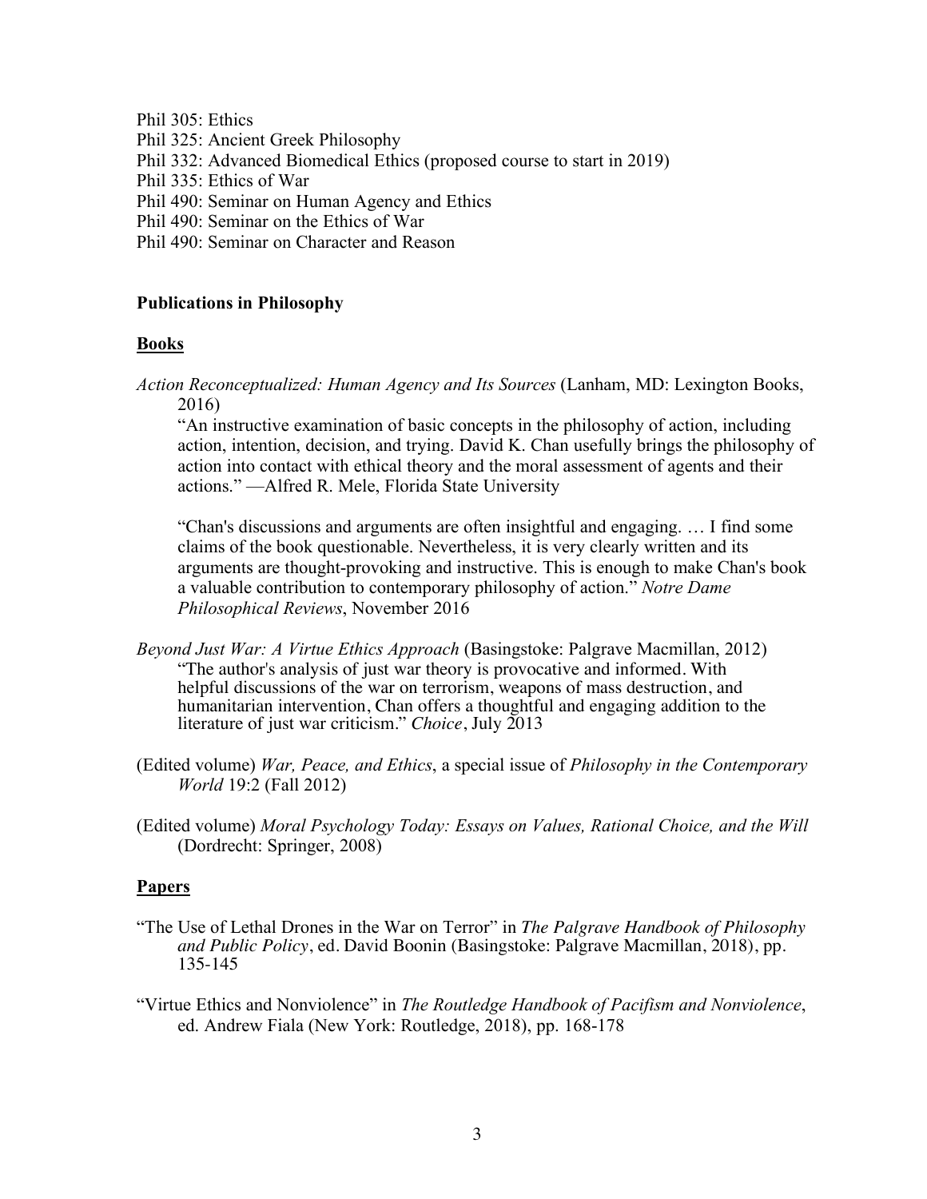Phil 305: Ethics
Phil 325: Ancient Greek Philosophy
Phil 332: Advanced Biomedical Ethics (proposed course to start in 2019)
Phil 335: Ethics of War
Phil 490: Seminar on Human Agency and Ethics
Phil 490: Seminar on the Ethics of War
Phil 490: Seminar on Character and Reason

**Publications in Philosophy**

**Books**

*Action Reconceptualized: Human Agency and Its Sources* (Lanham, MD: Lexington Books, 2016)

"An instructive examination of basic concepts in the philosophy of action, including action, intention, decision, and trying. David K. Chan usefully brings the philosophy of action into contact with ethical theory and the moral assessment of agents and their actions." —Alfred R. Mele, Florida State University

"Chan's discussions and arguments are often insightful and engaging. … I find some claims of the book questionable. Nevertheless, it is very clearly written and its arguments are thought-provoking and instructive. This is enough to make Chan's book a valuable contribution to contemporary philosophy of action." *Notre Dame Philosophical Reviews*, November 2016

*Beyond Just War: A Virtue Ethics Approach* (Basingstoke: Palgrave Macmillan, 2012)
"The author's analysis of just war theory is provocative and informed. With helpful discussions of the war on terrorism, weapons of mass destruction, and humanitarian intervention, Chan offers a thoughtful and engaging addition to the literature of just war criticism." *Choice*, July 2013

(Edited volume) *War, Peace, and Ethics*, a special issue of *Philosophy in the Contemporary World* 19:2 (Fall 2012)

(Edited volume) *Moral Psychology Today: Essays on Values, Rational Choice, and the Will* (Dordrecht: Springer, 2008)

**Papers**

"The Use of Lethal Drones in the War on Terror" in *The Palgrave Handbook of Philosophy and Public Policy*, ed. David Boonin (Basingstoke: Palgrave Macmillan, 2018), pp. 135-145

"Virtue Ethics and Nonviolence" in *The Routledge Handbook of Pacifism and Nonviolence*, ed. Andrew Fiala (New York: Routledge, 2018), pp. 168-178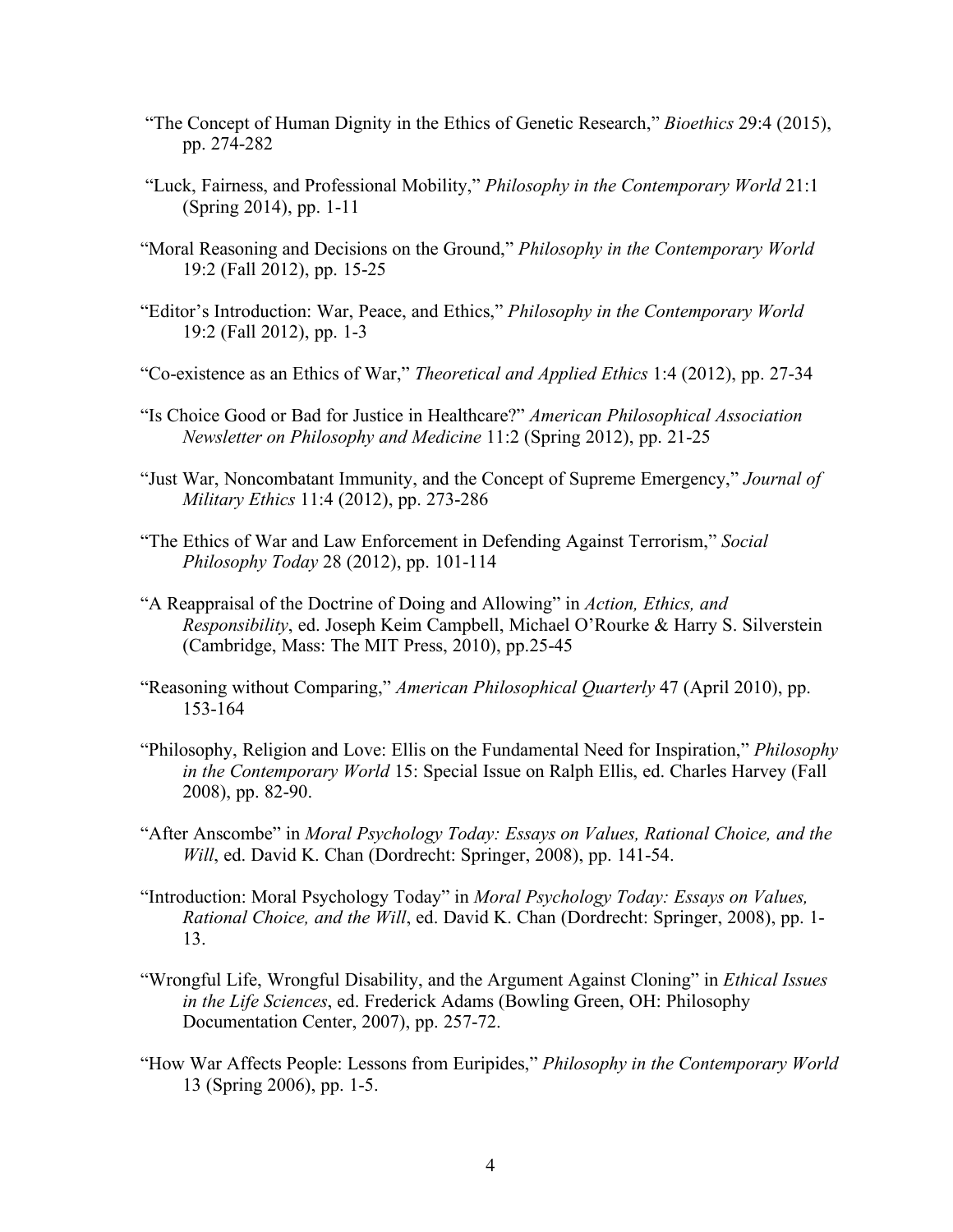"The Concept of Human Dignity in the Ethics of Genetic Research," *Bioethics* 29:4 (2015), pp. 274-282

"Luck, Fairness, and Professional Mobility," *Philosophy in the Contemporary World* 21:1 (Spring 2014), pp. 1-11

"Moral Reasoning and Decisions on the Ground," *Philosophy in the Contemporary World* 19:2 (Fall 2012), pp. 15-25

"Editor's Introduction: War, Peace, and Ethics," *Philosophy in the Contemporary World* 19:2 (Fall 2012), pp. 1-3

"Co-existence as an Ethics of War," *Theoretical and Applied Ethics* 1:4 (2012), pp. 27-34

"Is Choice Good or Bad for Justice in Healthcare?" *American Philosophical Association Newsletter on Philosophy and Medicine* 11:2 (Spring 2012), pp. 21-25

"Just War, Noncombatant Immunity, and the Concept of Supreme Emergency," *Journal of Military Ethics* 11:4 (2012), pp. 273-286

"The Ethics of War and Law Enforcement in Defending Against Terrorism," *Social Philosophy Today* 28 (2012), pp. 101-114

"A Reappraisal of the Doctrine of Doing and Allowing" in *Action, Ethics, and Responsibility*, ed. Joseph Keim Campbell, Michael O'Rourke & Harry S. Silverstein (Cambridge, Mass: The MIT Press, 2010), pp.25-45

"Reasoning without Comparing," *American Philosophical Quarterly* 47 (April 2010), pp. 153-164

"Philosophy, Religion and Love: Ellis on the Fundamental Need for Inspiration," *Philosophy in the Contemporary World* 15: Special Issue on Ralph Ellis, ed. Charles Harvey (Fall 2008), pp. 82-90.

"After Anscombe" in *Moral Psychology Today: Essays on Values, Rational Choice, and the Will*, ed. David K. Chan (Dordrecht: Springer, 2008), pp. 141-54.

"Introduction: Moral Psychology Today" in *Moral Psychology Today: Essays on Values, Rational Choice, and the Will*, ed. David K. Chan (Dordrecht: Springer, 2008), pp. 1-13.

"Wrongful Life, Wrongful Disability, and the Argument Against Cloning" in *Ethical Issues in the Life Sciences*, ed. Frederick Adams (Bowling Green, OH: Philosophy Documentation Center, 2007), pp. 257-72.

"How War Affects People: Lessons from Euripides," *Philosophy in the Contemporary World* 13 (Spring 2006), pp. 1-5.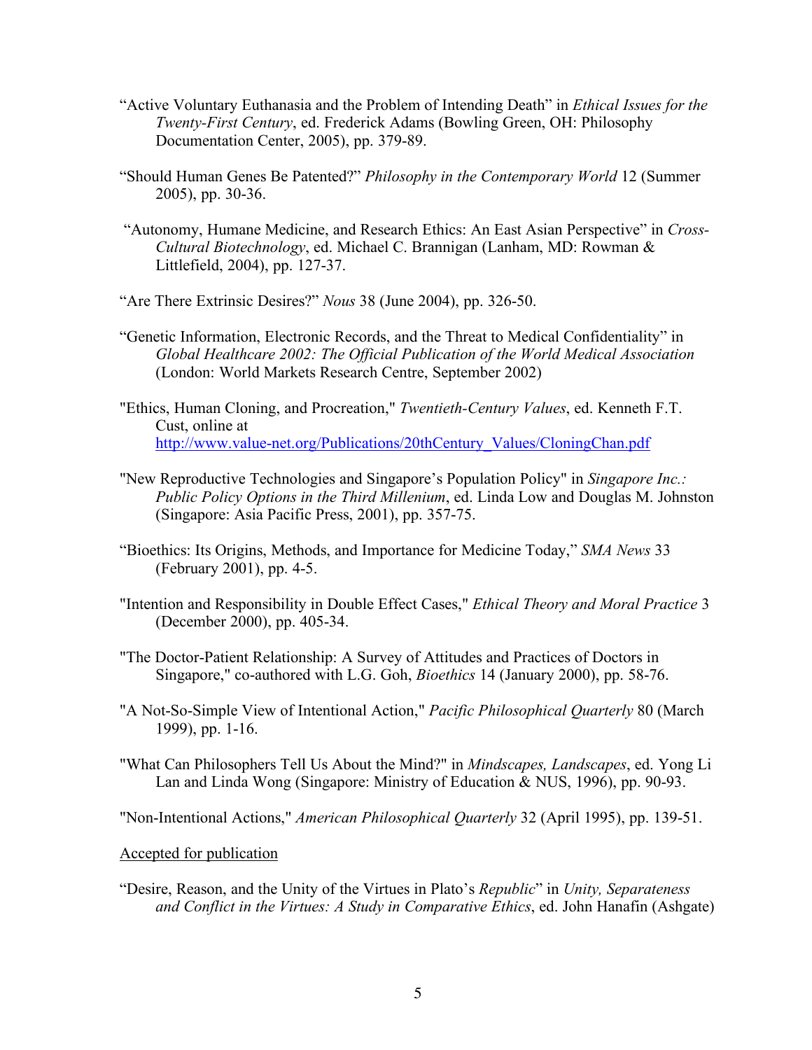"Active Voluntary Euthanasia and the Problem of Intending Death" in *Ethical Issues for the Twenty-First Century*, ed. Frederick Adams (Bowling Green, OH: Philosophy Documentation Center, 2005), pp. 379-89.

"Should Human Genes Be Patented?" *Philosophy in the Contemporary World* 12 (Summer 2005), pp. 30-36.

"Autonomy, Humane Medicine, and Research Ethics: An East Asian Perspective" in *Cross-Cultural Biotechnology*, ed. Michael C. Brannigan (Lanham, MD: Rowman & Littlefield, 2004), pp. 127-37.

"Are There Extrinsic Desires?" *Nous* 38 (June 2004), pp. 326-50.

"Genetic Information, Electronic Records, and the Threat to Medical Confidentiality" in *Global Healthcare 2002: The Official Publication of the World Medical Association* (London: World Markets Research Centre, September 2002)

"Ethics, Human Cloning, and Procreation," *Twentieth-Century Values*, ed. Kenneth F.T. Cust, online at http://www.value-net.org/Publications/20thCentury_Values/CloningChan.pdf

"New Reproductive Technologies and Singapore's Population Policy" in *Singapore Inc.: Public Policy Options in the Third Millenium*, ed. Linda Low and Douglas M. Johnston (Singapore: Asia Pacific Press, 2001), pp. 357-75.

"Bioethics: Its Origins, Methods, and Importance for Medicine Today," *SMA News* 33 (February 2001), pp. 4-5.

"Intention and Responsibility in Double Effect Cases," *Ethical Theory and Moral Practice* 3 (December 2000), pp. 405-34.

"The Doctor-Patient Relationship: A Survey of Attitudes and Practices of Doctors in Singapore," co-authored with L.G. Goh, *Bioethics* 14 (January 2000), pp. 58-76.

"A Not-So-Simple View of Intentional Action," *Pacific Philosophical Quarterly* 80 (March 1999), pp. 1-16.

"What Can Philosophers Tell Us About the Mind?" in *Mindscapes, Landscapes*, ed. Yong Li Lan and Linda Wong (Singapore: Ministry of Education & NUS, 1996), pp. 90-93.

"Non-Intentional Actions," *American Philosophical Quarterly* 32 (April 1995), pp. 139-51.

Accepted for publication

"Desire, Reason, and the Unity of the Virtues in Plato's *Republic*" in *Unity, Separateness and Conflict in the Virtues: A Study in Comparative Ethics*, ed. John Hanafin (Ashgate)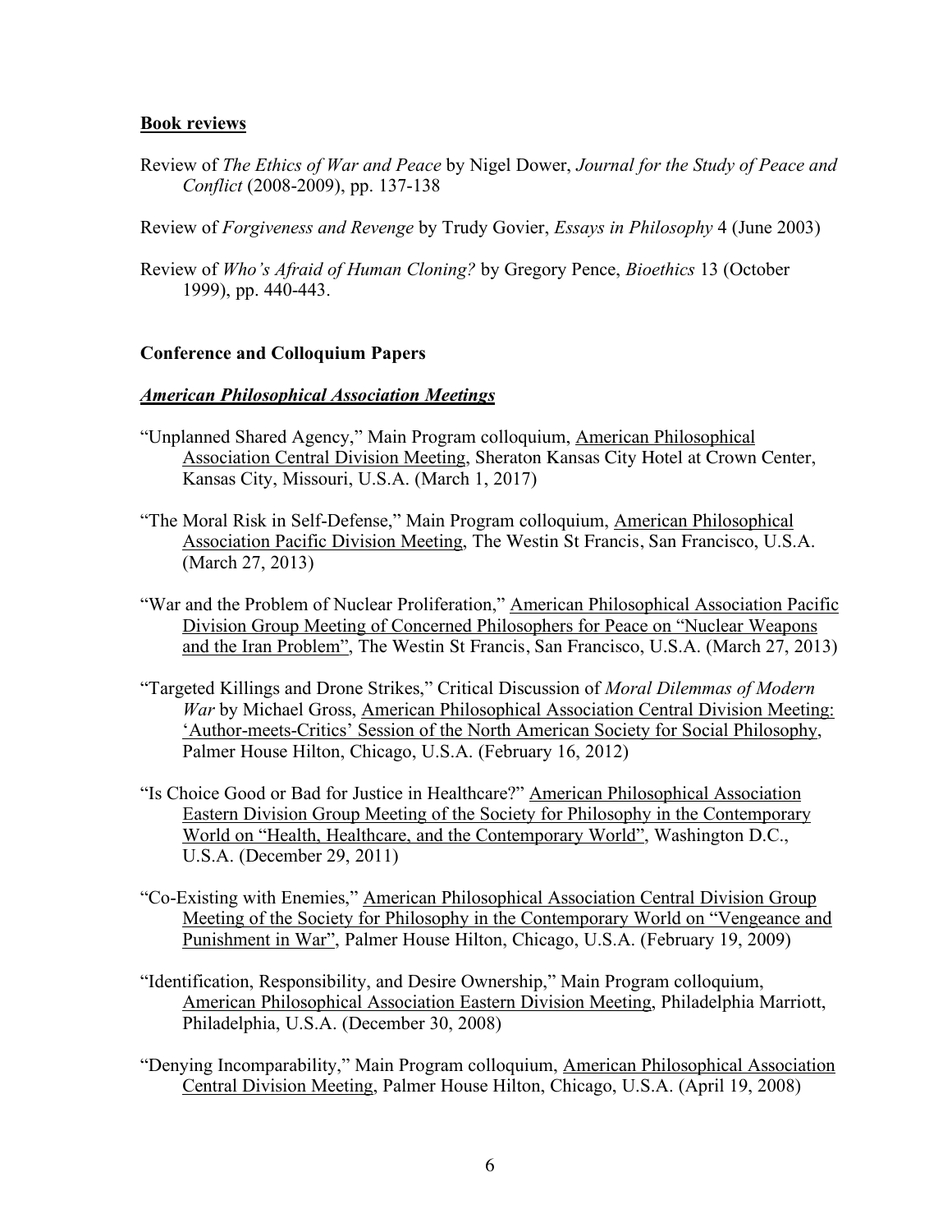### **Book reviews**

Review of *The Ethics of War and Peace* by Nigel Dower, *Journal for the Study of Peace and Conflict* (2008-2009), pp. 137-138

Review of *Forgiveness and Revenge* by Trudy Govier, *Essays in Philosophy* 4 (June 2003)

Review of *Who's Afraid of Human Cloning?* by Gregory Pence, *Bioethics* 13 (October 1999), pp. 440-443.

### **Conference and Colloquium Papers**

#### ***American Philosophical Association Meetings***

"Unplanned Shared Agency," Main Program colloquium, American Philosophical Association Central Division Meeting, Sheraton Kansas City Hotel at Crown Center, Kansas City, Missouri, U.S.A. (March 1, 2017)

"The Moral Risk in Self-Defense," Main Program colloquium, American Philosophical Association Pacific Division Meeting, The Westin St Francis, San Francisco, U.S.A. (March 27, 2013)

"War and the Problem of Nuclear Proliferation," American Philosophical Association Pacific Division Group Meeting of Concerned Philosophers for Peace on "Nuclear Weapons and the Iran Problem", The Westin St Francis, San Francisco, U.S.A. (March 27, 2013)

"Targeted Killings and Drone Strikes," Critical Discussion of *Moral Dilemmas of Modern War* by Michael Gross, American Philosophical Association Central Division Meeting: 'Author-meets-Critics' Session of the North American Society for Social Philosophy, Palmer House Hilton, Chicago, U.S.A. (February 16, 2012)

"Is Choice Good or Bad for Justice in Healthcare?" American Philosophical Association Eastern Division Group Meeting of the Society for Philosophy in the Contemporary World on "Health, Healthcare, and the Contemporary World", Washington D.C., U.S.A. (December 29, 2011)

"Co-Existing with Enemies," American Philosophical Association Central Division Group Meeting of the Society for Philosophy in the Contemporary World on "Vengeance and Punishment in War", Palmer House Hilton, Chicago, U.S.A. (February 19, 2009)

"Identification, Responsibility, and Desire Ownership," Main Program colloquium, American Philosophical Association Eastern Division Meeting, Philadelphia Marriott, Philadelphia, U.S.A. (December 30, 2008)

"Denying Incomparability," Main Program colloquium, American Philosophical Association Central Division Meeting, Palmer House Hilton, Chicago, U.S.A. (April 19, 2008)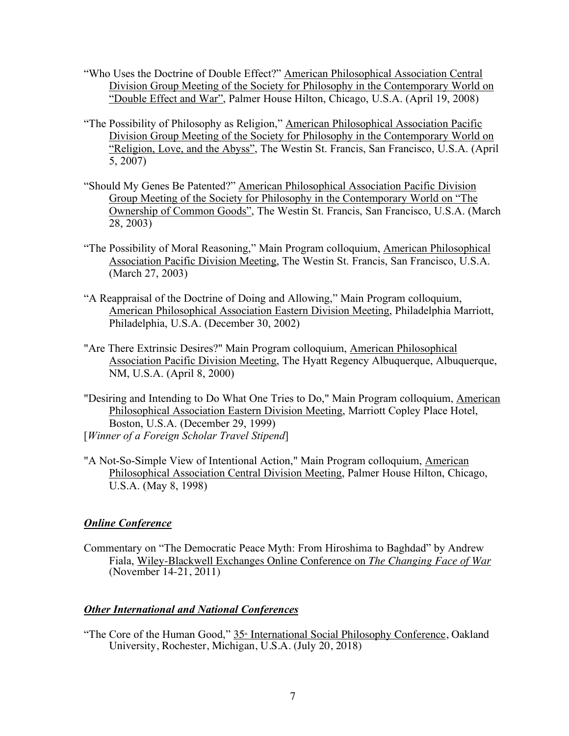"Who Uses the Doctrine of Double Effect?" American Philosophical Association Central Division Group Meeting of the Society for Philosophy in the Contemporary World on "Double Effect and War", Palmer House Hilton, Chicago, U.S.A. (April 19, 2008)

"The Possibility of Philosophy as Religion," American Philosophical Association Pacific Division Group Meeting of the Society for Philosophy in the Contemporary World on "Religion, Love, and the Abyss", The Westin St. Francis, San Francisco, U.S.A. (April 5, 2007)

"Should My Genes Be Patented?" American Philosophical Association Pacific Division Group Meeting of the Society for Philosophy in the Contemporary World on "The Ownership of Common Goods", The Westin St. Francis, San Francisco, U.S.A. (March 28, 2003)

"The Possibility of Moral Reasoning," Main Program colloquium, American Philosophical Association Pacific Division Meeting, The Westin St. Francis, San Francisco, U.S.A. (March 27, 2003)

"A Reappraisal of the Doctrine of Doing and Allowing," Main Program colloquium, American Philosophical Association Eastern Division Meeting, Philadelphia Marriott, Philadelphia, U.S.A. (December 30, 2002)

"Are There Extrinsic Desires?" Main Program colloquium, American Philosophical Association Pacific Division Meeting, The Hyatt Regency Albuquerque, Albuquerque, NM, U.S.A. (April 8, 2000)

"Desiring and Intending to Do What One Tries to Do," Main Program colloquium, American Philosophical Association Eastern Division Meeting, Marriott Copley Place Hotel, Boston, U.S.A. (December 29, 1999)
[*Winner of a Foreign Scholar Travel Stipend*]

"A Not-So-Simple View of Intentional Action," Main Program colloquium, American Philosophical Association Central Division Meeting, Palmer House Hilton, Chicago, U.S.A. (May 8, 1998)

### ***Online Conference***

Commentary on "The Democratic Peace Myth: From Hiroshima to Baghdad" by Andrew Fiala, Wiley-Blackwell Exchanges Online Conference on *The Changing Face of War* (November 14-21, 2011)

### ***Other International and National Conferences***

"The Core of the Human Good," 35th International Social Philosophy Conference, Oakland University, Rochester, Michigan, U.S.A. (July 20, 2018)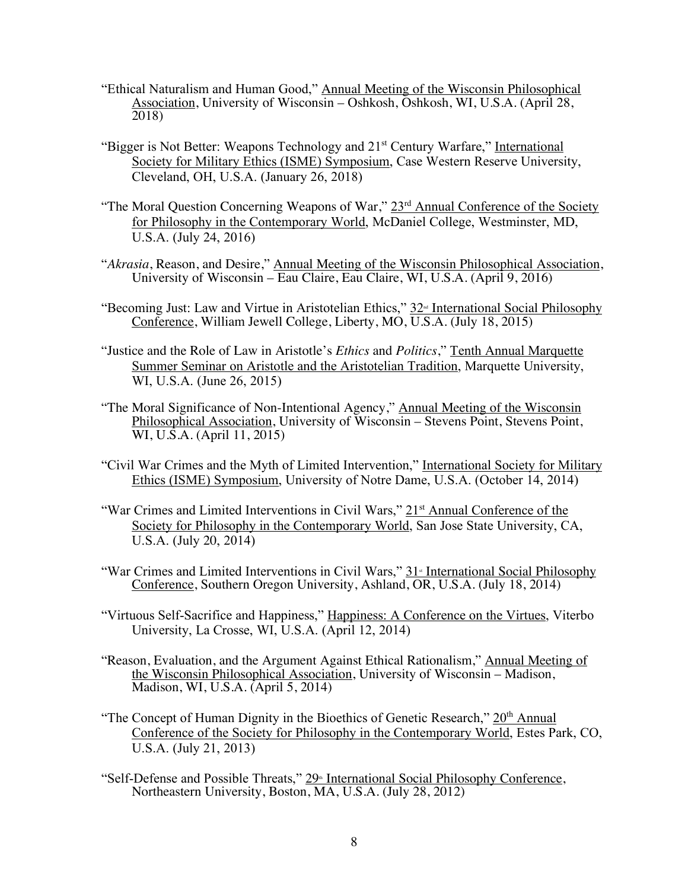"Ethical Naturalism and Human Good," Annual Meeting of the Wisconsin Philosophical Association, University of Wisconsin – Oshkosh, Oshkosh, WI, U.S.A. (April 28, 2018)

"Bigger is Not Better: Weapons Technology and 21st Century Warfare," International Society for Military Ethics (ISME) Symposium, Case Western Reserve University, Cleveland, OH, U.S.A. (January 26, 2018)

"The Moral Question Concerning Weapons of War," 23rd Annual Conference of the Society for Philosophy in the Contemporary World, McDaniel College, Westminster, MD, U.S.A. (July 24, 2016)

"*Akrasia*, Reason, and Desire," Annual Meeting of the Wisconsin Philosophical Association, University of Wisconsin – Eau Claire, Eau Claire, WI, U.S.A. (April 9, 2016)

"Becoming Just: Law and Virtue in Aristotelian Ethics," 32nd International Social Philosophy Conference, William Jewell College, Liberty, MO, U.S.A. (July 18, 2015)

"Justice and the Role of Law in Aristotle's *Ethics* and *Politics*," Tenth Annual Marquette Summer Seminar on Aristotle and the Aristotelian Tradition, Marquette University, WI, U.S.A. (June 26, 2015)

"The Moral Significance of Non-Intentional Agency," Annual Meeting of the Wisconsin Philosophical Association, University of Wisconsin – Stevens Point, Stevens Point, WI, U.S.A. (April 11, 2015)

"Civil War Crimes and the Myth of Limited Intervention," International Society for Military Ethics (ISME) Symposium, University of Notre Dame, U.S.A. (October 14, 2014)

"War Crimes and Limited Interventions in Civil Wars," 21st Annual Conference of the Society for Philosophy in the Contemporary World, San Jose State University, CA, U.S.A. (July 20, 2014)

"War Crimes and Limited Interventions in Civil Wars," 31st International Social Philosophy Conference, Southern Oregon University, Ashland, OR, U.S.A. (July 18, 2014)

"Virtuous Self-Sacrifice and Happiness," Happiness: A Conference on the Virtues, Viterbo University, La Crosse, WI, U.S.A. (April 12, 2014)

"Reason, Evaluation, and the Argument Against Ethical Rationalism," Annual Meeting of the Wisconsin Philosophical Association, University of Wisconsin – Madison, Madison, WI, U.S.A. (April 5, 2014)

"The Concept of Human Dignity in the Bioethics of Genetic Research," 20th Annual Conference of the Society for Philosophy in the Contemporary World, Estes Park, CO, U.S.A. (July 21, 2013)

"Self-Defense and Possible Threats," 29th International Social Philosophy Conference, Northeastern University, Boston, MA, U.S.A. (July 28, 2012)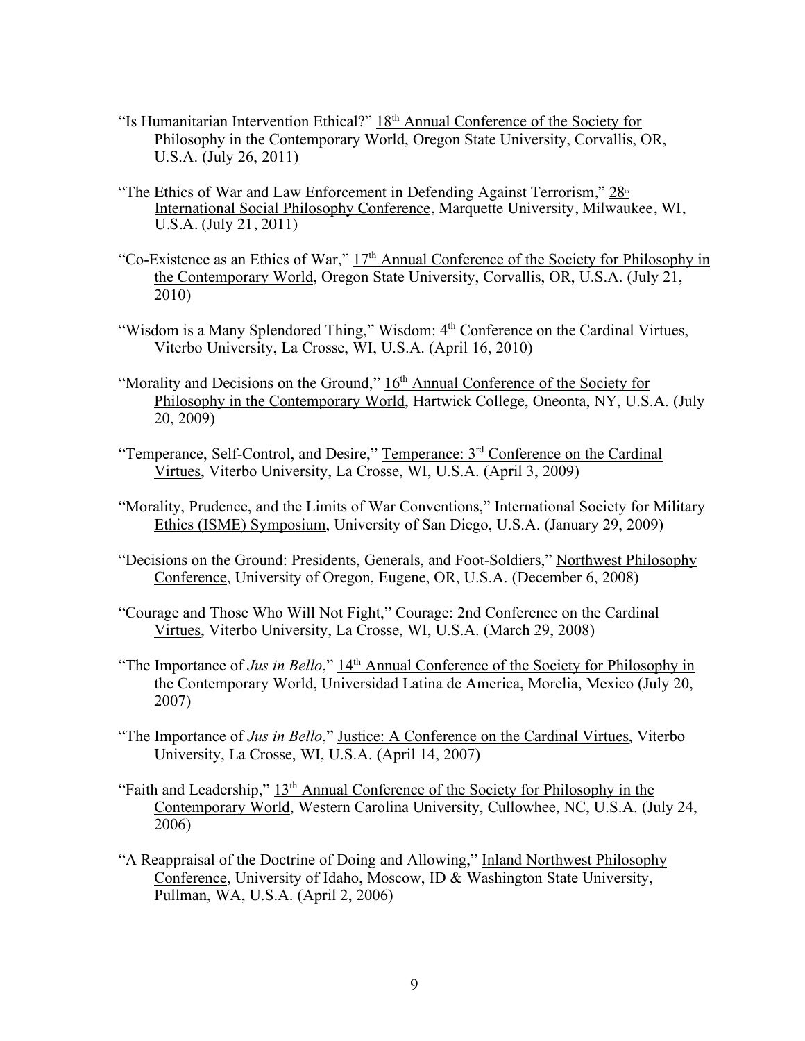"Is Humanitarian Intervention Ethical?" 18th Annual Conference of the Society for Philosophy in the Contemporary World, Oregon State University, Corvallis, OR, U.S.A. (July 26, 2011)

"The Ethics of War and Law Enforcement in Defending Against Terrorism," 28th International Social Philosophy Conference, Marquette University, Milwaukee, WI, U.S.A. (July 21, 2011)

"Co-Existence as an Ethics of War," 17th Annual Conference of the Society for Philosophy in the Contemporary World, Oregon State University, Corvallis, OR, U.S.A. (July 21, 2010)

"Wisdom is a Many Splendored Thing," Wisdom: 4th Conference on the Cardinal Virtues, Viterbo University, La Crosse, WI, U.S.A. (April 16, 2010)

"Morality and Decisions on the Ground," 16th Annual Conference of the Society for Philosophy in the Contemporary World, Hartwick College, Oneonta, NY, U.S.A. (July 20, 2009)

"Temperance, Self-Control, and Desire," Temperance: 3rd Conference on the Cardinal Virtues, Viterbo University, La Crosse, WI, U.S.A. (April 3, 2009)

"Morality, Prudence, and the Limits of War Conventions," International Society for Military Ethics (ISME) Symposium, University of San Diego, U.S.A. (January 29, 2009)

"Decisions on the Ground: Presidents, Generals, and Foot-Soldiers," Northwest Philosophy Conference, University of Oregon, Eugene, OR, U.S.A. (December 6, 2008)

"Courage and Those Who Will Not Fight," Courage: 2nd Conference on the Cardinal Virtues, Viterbo University, La Crosse, WI, U.S.A. (March 29, 2008)

"The Importance of *Jus in Bello*," 14th Annual Conference of the Society for Philosophy in the Contemporary World, Universidad Latina de America, Morelia, Mexico (July 20, 2007)

"The Importance of *Jus in Bello*," Justice: A Conference on the Cardinal Virtues, Viterbo University, La Crosse, WI, U.S.A. (April 14, 2007)

"Faith and Leadership," 13th Annual Conference of the Society for Philosophy in the Contemporary World, Western Carolina University, Cullowhee, NC, U.S.A. (July 24, 2006)

"A Reappraisal of the Doctrine of Doing and Allowing," Inland Northwest Philosophy Conference, University of Idaho, Moscow, ID & Washington State University, Pullman, WA, U.S.A. (April 2, 2006)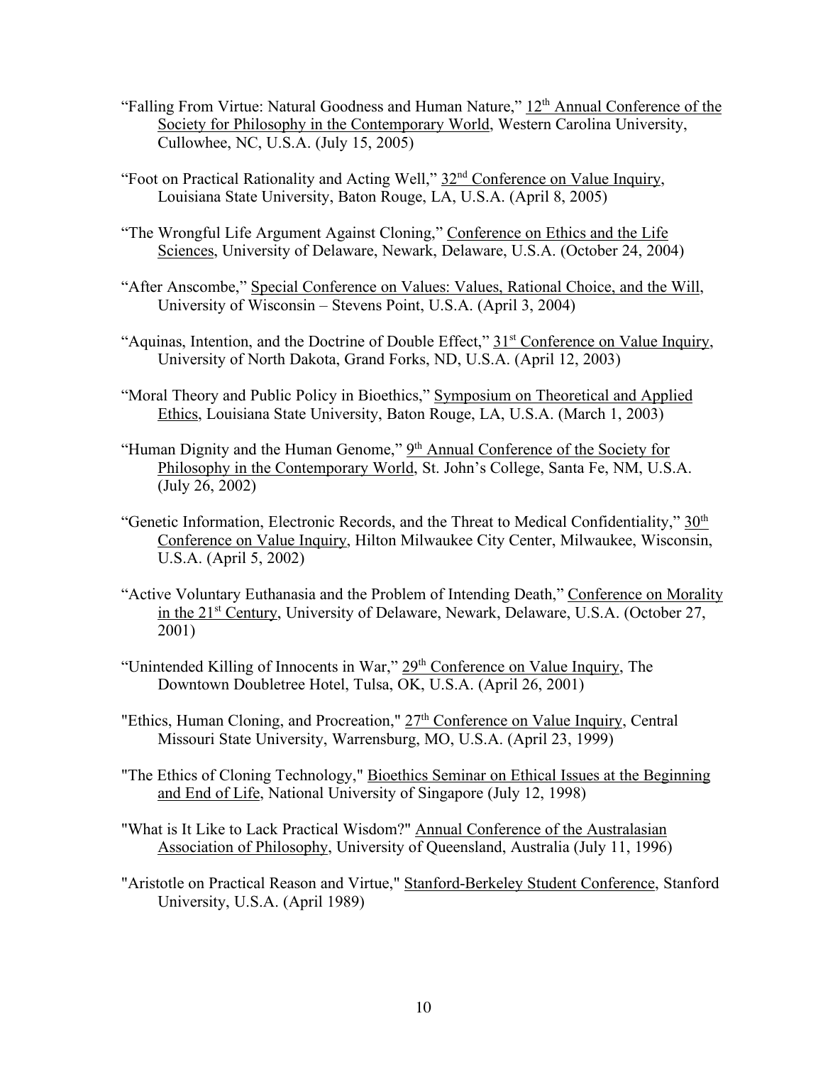"Falling From Virtue: Natural Goodness and Human Nature," 12th Annual Conference of the Society for Philosophy in the Contemporary World, Western Carolina University, Cullowhee, NC, U.S.A. (July 15, 2005)

"Foot on Practical Rationality and Acting Well," 32nd Conference on Value Inquiry, Louisiana State University, Baton Rouge, LA, U.S.A. (April 8, 2005)

"The Wrongful Life Argument Against Cloning," Conference on Ethics and the Life Sciences, University of Delaware, Newark, Delaware, U.S.A. (October 24, 2004)

"After Anscombe," Special Conference on Values: Values, Rational Choice, and the Will, University of Wisconsin – Stevens Point, U.S.A. (April 3, 2004)

"Aquinas, Intention, and the Doctrine of Double Effect," 31st Conference on Value Inquiry, University of North Dakota, Grand Forks, ND, U.S.A. (April 12, 2003)

"Moral Theory and Public Policy in Bioethics," Symposium on Theoretical and Applied Ethics, Louisiana State University, Baton Rouge, LA, U.S.A. (March 1, 2003)

"Human Dignity and the Human Genome," 9th Annual Conference of the Society for Philosophy in the Contemporary World, St. John's College, Santa Fe, NM, U.S.A. (July 26, 2002)

"Genetic Information, Electronic Records, and the Threat to Medical Confidentiality," 30th Conference on Value Inquiry, Hilton Milwaukee City Center, Milwaukee, Wisconsin, U.S.A. (April 5, 2002)

"Active Voluntary Euthanasia and the Problem of Intending Death," Conference on Morality in the 21st Century, University of Delaware, Newark, Delaware, U.S.A. (October 27, 2001)

"Unintended Killing of Innocents in War," 29th Conference on Value Inquiry, The Downtown Doubletree Hotel, Tulsa, OK, U.S.A. (April 26, 2001)

"Ethics, Human Cloning, and Procreation," 27th Conference on Value Inquiry, Central Missouri State University, Warrensburg, MO, U.S.A. (April 23, 1999)

"The Ethics of Cloning Technology," Bioethics Seminar on Ethical Issues at the Beginning and End of Life, National University of Singapore (July 12, 1998)

"What is It Like to Lack Practical Wisdom?" Annual Conference of the Australasian Association of Philosophy, University of Queensland, Australia (July 11, 1996)

"Aristotle on Practical Reason and Virtue," Stanford-Berkeley Student Conference, Stanford University, U.S.A. (April 1989)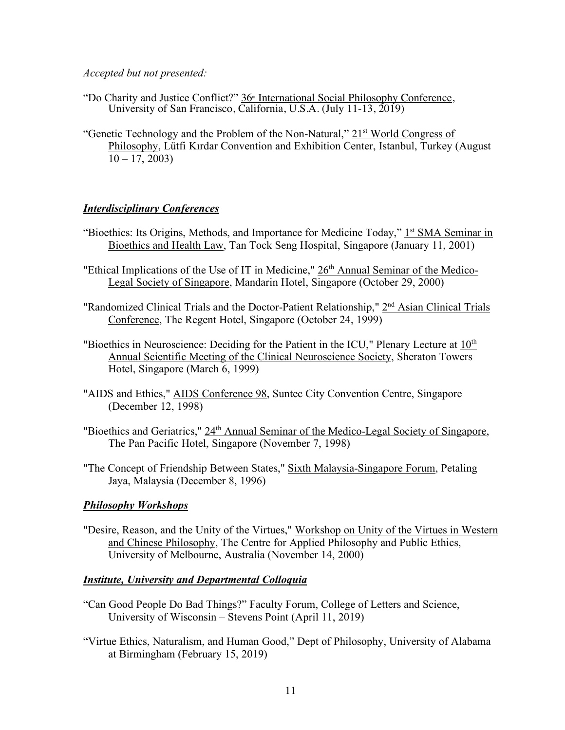*Accepted but not presented:*

"Do Charity and Justice Conflict?" 36th International Social Philosophy Conference, University of San Francisco, California, U.S.A. (July 11-13, 2019)

"Genetic Technology and the Problem of the Non-Natural," 21st World Congress of Philosophy, Lütfi Kırdar Convention and Exhibition Center, Istanbul, Turkey (August 10 – 17, 2003)

### ***Interdisciplinary Conferences***

"Bioethics: Its Origins, Methods, and Importance for Medicine Today," 1st SMA Seminar in Bioethics and Health Law, Tan Tock Seng Hospital, Singapore (January 11, 2001)

"Ethical Implications of the Use of IT in Medicine," 26th Annual Seminar of the Medico-Legal Society of Singapore, Mandarin Hotel, Singapore (October 29, 2000)

"Randomized Clinical Trials and the Doctor-Patient Relationship," 2nd Asian Clinical Trials Conference, The Regent Hotel, Singapore (October 24, 1999)

"Bioethics in Neuroscience: Deciding for the Patient in the ICU," Plenary Lecture at 10th Annual Scientific Meeting of the Clinical Neuroscience Society, Sheraton Towers Hotel, Singapore (March 6, 1999)

"AIDS and Ethics," AIDS Conference 98, Suntec City Convention Centre, Singapore (December 12, 1998)

"Bioethics and Geriatrics," 24th Annual Seminar of the Medico-Legal Society of Singapore, The Pan Pacific Hotel, Singapore (November 7, 1998)

"The Concept of Friendship Between States," Sixth Malaysia-Singapore Forum, Petaling Jaya, Malaysia (December 8, 1996)

### ***Philosophy Workshops***

"Desire, Reason, and the Unity of the Virtues," Workshop on Unity of the Virtues in Western and Chinese Philosophy, The Centre for Applied Philosophy and Public Ethics, University of Melbourne, Australia (November 14, 2000)

### ***Institute, University and Departmental Colloquia***

"Can Good People Do Bad Things?" Faculty Forum, College of Letters and Science, University of Wisconsin – Stevens Point (April 11, 2019)

"Virtue Ethics, Naturalism, and Human Good," Dept of Philosophy, University of Alabama at Birmingham (February 15, 2019)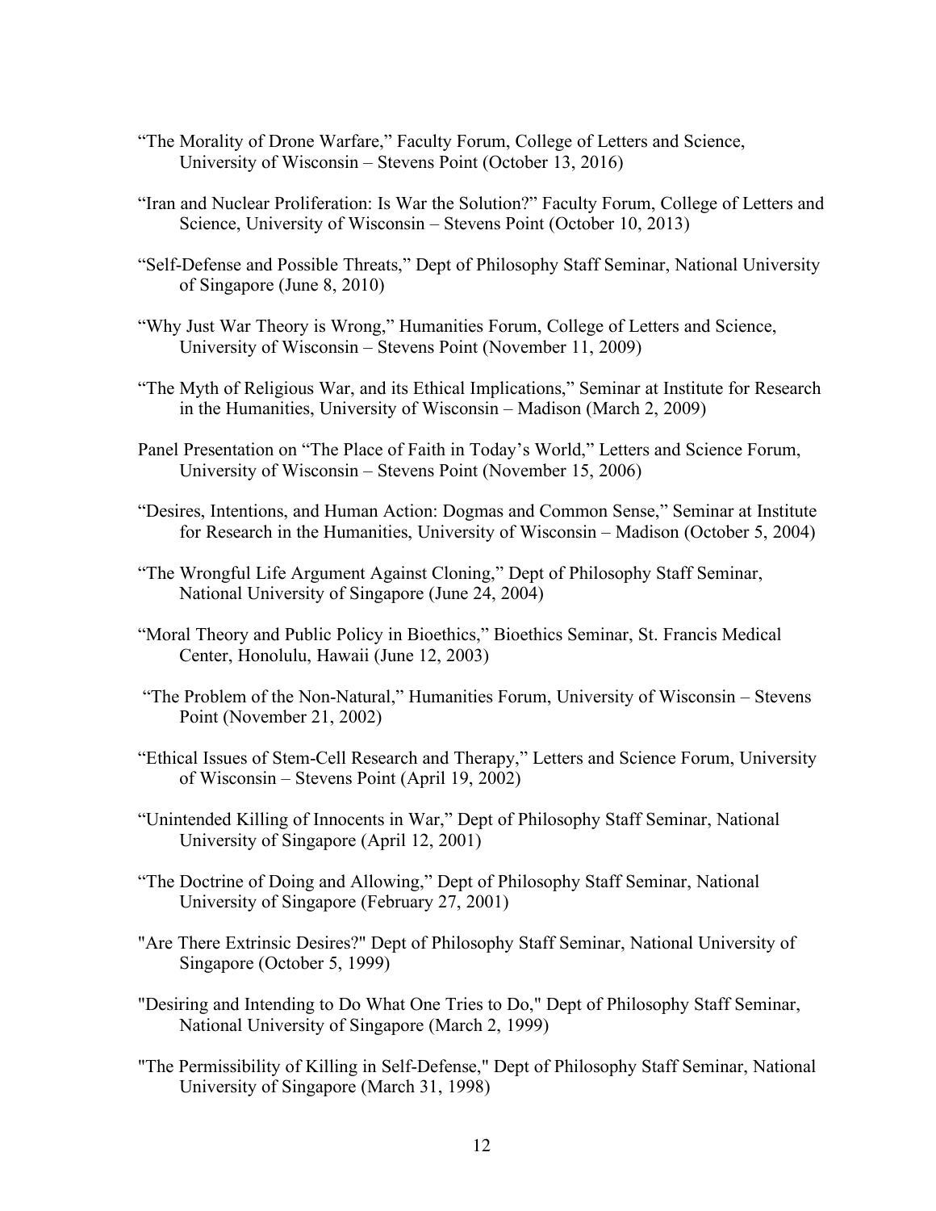"The Morality of Drone Warfare," Faculty Forum, College of Letters and Science, University of Wisconsin – Stevens Point (October 13, 2016)

"Iran and Nuclear Proliferation: Is War the Solution?" Faculty Forum, College of Letters and Science, University of Wisconsin – Stevens Point (October 10, 2013)

"Self-Defense and Possible Threats," Dept of Philosophy Staff Seminar, National University of Singapore (June 8, 2010)

"Why Just War Theory is Wrong," Humanities Forum, College of Letters and Science, University of Wisconsin – Stevens Point (November 11, 2009)

"The Myth of Religious War, and its Ethical Implications," Seminar at Institute for Research in the Humanities, University of Wisconsin – Madison (March 2, 2009)

Panel Presentation on "The Place of Faith in Today's World," Letters and Science Forum, University of Wisconsin – Stevens Point (November 15, 2006)

"Desires, Intentions, and Human Action: Dogmas and Common Sense," Seminar at Institute for Research in the Humanities, University of Wisconsin – Madison (October 5, 2004)

"The Wrongful Life Argument Against Cloning," Dept of Philosophy Staff Seminar, National University of Singapore (June 24, 2004)

"Moral Theory and Public Policy in Bioethics," Bioethics Seminar, St. Francis Medical Center, Honolulu, Hawaii (June 12, 2003)

"The Problem of the Non-Natural," Humanities Forum, University of Wisconsin – Stevens Point (November 21, 2002)

"Ethical Issues of Stem-Cell Research and Therapy," Letters and Science Forum, University of Wisconsin – Stevens Point (April 19, 2002)

"Unintended Killing of Innocents in War," Dept of Philosophy Staff Seminar, National University of Singapore (April 12, 2001)

"The Doctrine of Doing and Allowing," Dept of Philosophy Staff Seminar, National University of Singapore (February 27, 2001)

"Are There Extrinsic Desires?" Dept of Philosophy Staff Seminar, National University of Singapore (October 5, 1999)

"Desiring and Intending to Do What One Tries to Do," Dept of Philosophy Staff Seminar, National University of Singapore (March 2, 1999)

"The Permissibility of Killing in Self-Defense," Dept of Philosophy Staff Seminar, National University of Singapore (March 31, 1998)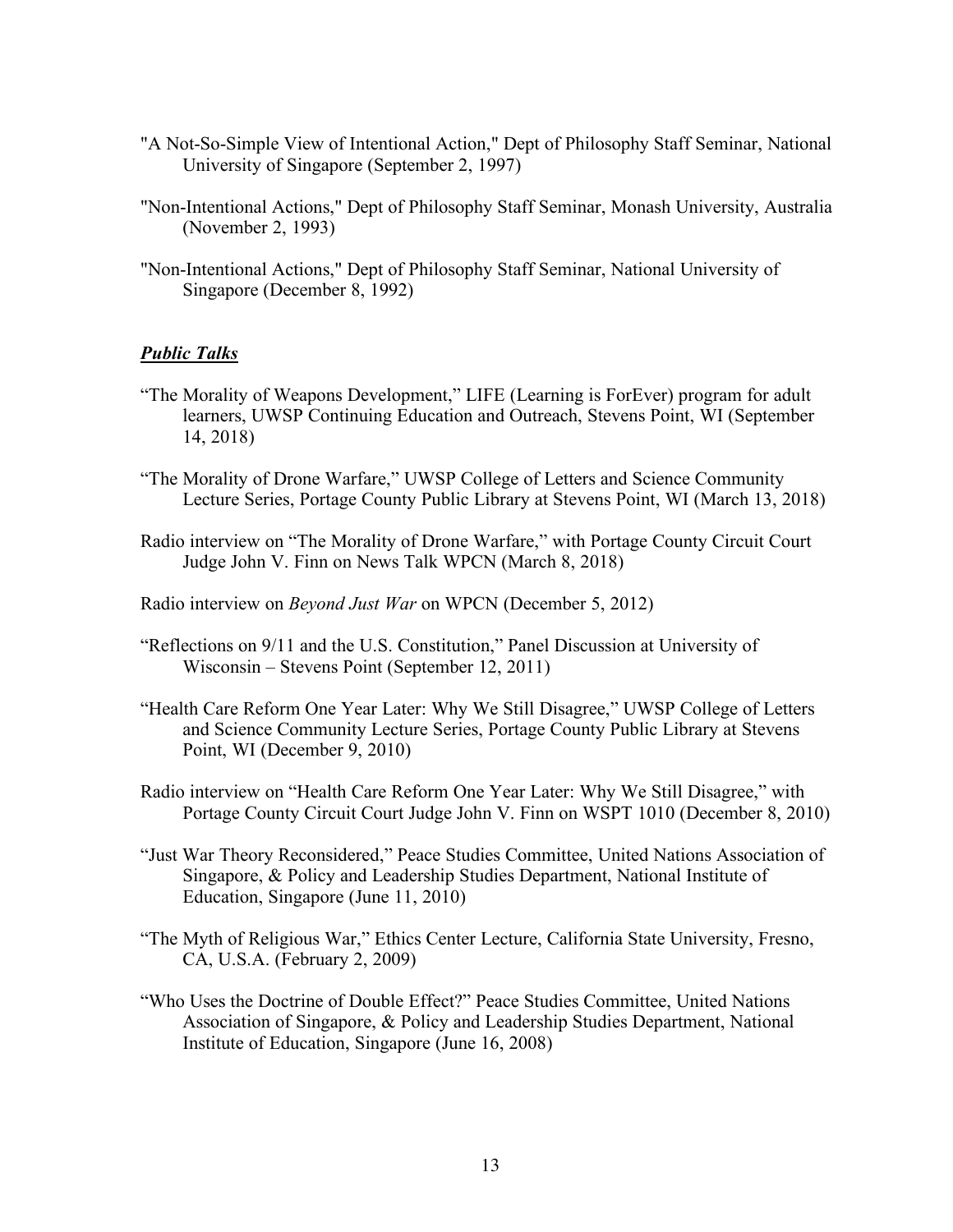"A Not-So-Simple View of Intentional Action," Dept of Philosophy Staff Seminar, National University of Singapore (September 2, 1997)

"Non-Intentional Actions," Dept of Philosophy Staff Seminar, Monash University, Australia (November 2, 1993)

"Non-Intentional Actions," Dept of Philosophy Staff Seminar, National University of Singapore (December 8, 1992)

### ***Public Talks***

"The Morality of Weapons Development," LIFE (Learning is ForEver) program for adult learners, UWSP Continuing Education and Outreach, Stevens Point, WI (September 14, 2018)

"The Morality of Drone Warfare," UWSP College of Letters and Science Community Lecture Series, Portage County Public Library at Stevens Point, WI (March 13, 2018)

Radio interview on "The Morality of Drone Warfare," with Portage County Circuit Court Judge John V. Finn on News Talk WPCN (March 8, 2018)

Radio interview on *Beyond Just War* on WPCN (December 5, 2012)

"Reflections on 9/11 and the U.S. Constitution," Panel Discussion at University of Wisconsin – Stevens Point (September 12, 2011)

"Health Care Reform One Year Later: Why We Still Disagree," UWSP College of Letters and Science Community Lecture Series, Portage County Public Library at Stevens Point, WI (December 9, 2010)

Radio interview on "Health Care Reform One Year Later: Why We Still Disagree," with Portage County Circuit Court Judge John V. Finn on WSPT 1010 (December 8, 2010)

"Just War Theory Reconsidered," Peace Studies Committee, United Nations Association of Singapore, & Policy and Leadership Studies Department, National Institute of Education, Singapore (June 11, 2010)

"The Myth of Religious War," Ethics Center Lecture, California State University, Fresno, CA, U.S.A. (February 2, 2009)

"Who Uses the Doctrine of Double Effect?" Peace Studies Committee, United Nations Association of Singapore, & Policy and Leadership Studies Department, National Institute of Education, Singapore (June 16, 2008)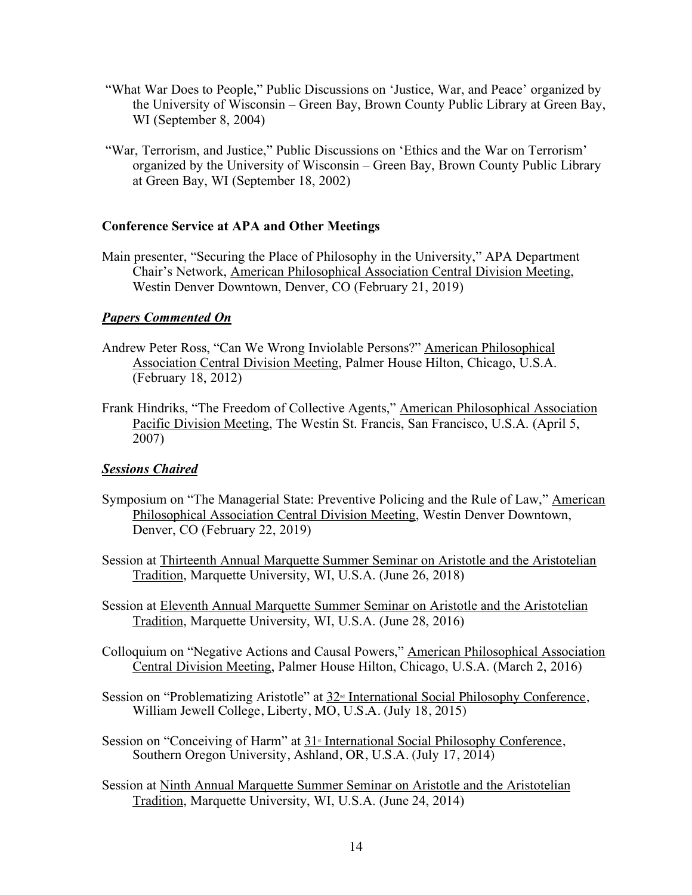"What War Does to People," Public Discussions on 'Justice, War, and Peace' organized by the University of Wisconsin – Green Bay, Brown County Public Library at Green Bay, WI (September 8, 2004)

"War, Terrorism, and Justice," Public Discussions on 'Ethics and the War on Terrorism' organized by the University of Wisconsin – Green Bay, Brown County Public Library at Green Bay, WI (September 18, 2002)

### Conference Service at APA and Other Meetings

Main presenter, "Securing the Place of Philosophy in the University," APA Department Chair's Network, American Philosophical Association Central Division Meeting, Westin Denver Downtown, Denver, CO (February 21, 2019)

#### ***Papers Commented On***

Andrew Peter Ross, "Can We Wrong Inviolable Persons?" American Philosophical Association Central Division Meeting, Palmer House Hilton, Chicago, U.S.A. (February 18, 2012)

Frank Hindriks, "The Freedom of Collective Agents," American Philosophical Association Pacific Division Meeting, The Westin St. Francis, San Francisco, U.S.A. (April 5, 2007)

#### ***Sessions Chaired***

Symposium on "The Managerial State: Preventive Policing and the Rule of Law," American Philosophical Association Central Division Meeting, Westin Denver Downtown, Denver, CO (February 22, 2019)

Session at Thirteenth Annual Marquette Summer Seminar on Aristotle and the Aristotelian Tradition, Marquette University, WI, U.S.A. (June 26, 2018)

Session at Eleventh Annual Marquette Summer Seminar on Aristotle and the Aristotelian Tradition, Marquette University, WI, U.S.A. (June 28, 2016)

Colloquium on "Negative Actions and Causal Powers," American Philosophical Association Central Division Meeting, Palmer House Hilton, Chicago, U.S.A. (March 2, 2016)

Session on "Problematizing Aristotle" at 32nd International Social Philosophy Conference, William Jewell College, Liberty, MO, U.S.A. (July 18, 2015)

Session on "Conceiving of Harm" at 31st International Social Philosophy Conference, Southern Oregon University, Ashland, OR, U.S.A. (July 17, 2014)

Session at Ninth Annual Marquette Summer Seminar on Aristotle and the Aristotelian Tradition, Marquette University, WI, U.S.A. (June 24, 2014)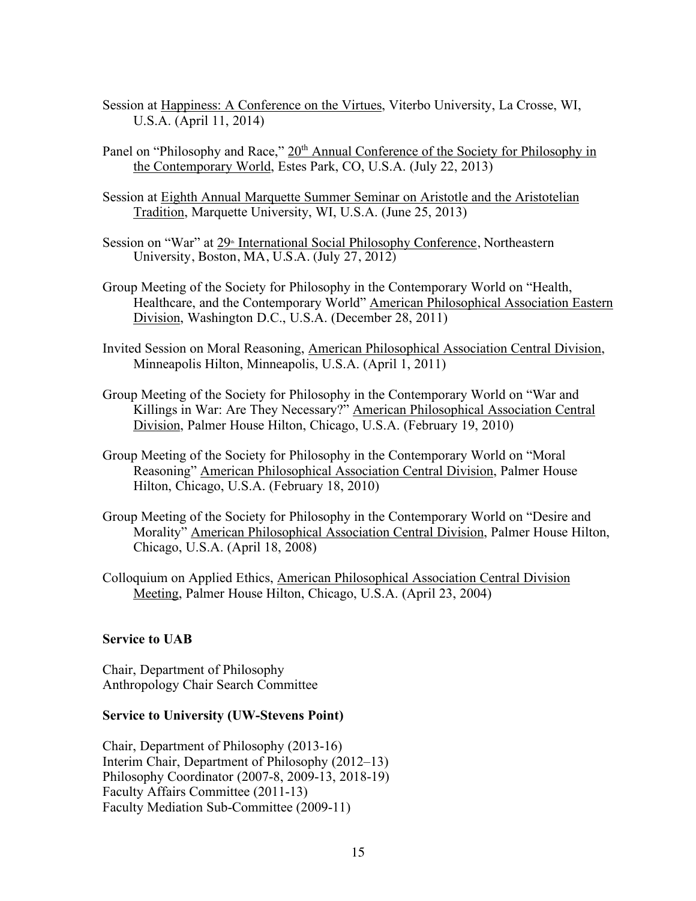Session at Happiness: A Conference on the Virtues, Viterbo University, La Crosse, WI, U.S.A. (April 11, 2014)

Panel on "Philosophy and Race," 20th Annual Conference of the Society for Philosophy in the Contemporary World, Estes Park, CO, U.S.A. (July 22, 2013)

Session at Eighth Annual Marquette Summer Seminar on Aristotle and the Aristotelian Tradition, Marquette University, WI, U.S.A. (June 25, 2013)

Session on "War" at 29th International Social Philosophy Conference, Northeastern University, Boston, MA, U.S.A. (July 27, 2012)

Group Meeting of the Society for Philosophy in the Contemporary World on "Health, Healthcare, and the Contemporary World" American Philosophical Association Eastern Division, Washington D.C., U.S.A. (December 28, 2011)

Invited Session on Moral Reasoning, American Philosophical Association Central Division, Minneapolis Hilton, Minneapolis, U.S.A. (April 1, 2011)

Group Meeting of the Society for Philosophy in the Contemporary World on "War and Killings in War: Are They Necessary?" American Philosophical Association Central Division, Palmer House Hilton, Chicago, U.S.A. (February 19, 2010)

Group Meeting of the Society for Philosophy in the Contemporary World on "Moral Reasoning" American Philosophical Association Central Division, Palmer House Hilton, Chicago, U.S.A. (February 18, 2010)

Group Meeting of the Society for Philosophy in the Contemporary World on "Desire and Morality" American Philosophical Association Central Division, Palmer House Hilton, Chicago, U.S.A. (April 18, 2008)

Colloquium on Applied Ethics, American Philosophical Association Central Division Meeting, Palmer House Hilton, Chicago, U.S.A. (April 23, 2004)

**Service to UAB**

Chair, Department of Philosophy
Anthropology Chair Search Committee

**Service to University (UW-Stevens Point)**

Chair, Department of Philosophy (2013-16)
Interim Chair, Department of Philosophy (2012–13)
Philosophy Coordinator (2007-8, 2009-13, 2018-19)
Faculty Affairs Committee (2011-13)
Faculty Mediation Sub-Committee (2009-11)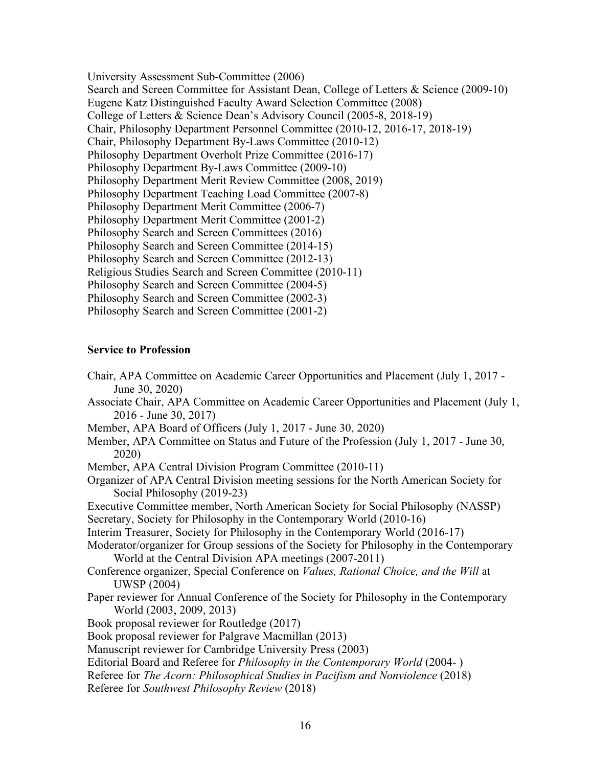University Assessment Sub-Committee (2006)
Search and Screen Committee for Assistant Dean, College of Letters & Science (2009-10)
Eugene Katz Distinguished Faculty Award Selection Committee (2008)
College of Letters & Science Dean's Advisory Council (2005-8, 2018-19)
Chair, Philosophy Department Personnel Committee (2010-12, 2016-17, 2018-19)
Chair, Philosophy Department By-Laws Committee (2010-12)
Philosophy Department Overholt Prize Committee (2016-17)
Philosophy Department By-Laws Committee (2009-10)
Philosophy Department Merit Review Committee (2008, 2019)
Philosophy Department Teaching Load Committee (2007-8)
Philosophy Department Merit Committee (2006-7)
Philosophy Department Merit Committee (2001-2)
Philosophy Search and Screen Committees (2016)
Philosophy Search and Screen Committee (2014-15)
Philosophy Search and Screen Committee (2012-13)
Religious Studies Search and Screen Committee (2010-11)
Philosophy Search and Screen Committee (2004-5)
Philosophy Search and Screen Committee (2002-3)
Philosophy Search and Screen Committee (2001-2)

**Service to Profession**

Chair, APA Committee on Academic Career Opportunities and Placement (July 1, 2017 - June 30, 2020)
Associate Chair, APA Committee on Academic Career Opportunities and Placement (July 1, 2016 - June 30, 2017)
Member, APA Board of Officers (July 1, 2017 - June 30, 2020)
Member, APA Committee on Status and Future of the Profession (July 1, 2017 - June 30, 2020)
Member, APA Central Division Program Committee (2010-11)
Organizer of APA Central Division meeting sessions for the North American Society for Social Philosophy (2019-23)
Executive Committee member, North American Society for Social Philosophy (NASSP)
Secretary, Society for Philosophy in the Contemporary World (2010-16)
Interim Treasurer, Society for Philosophy in the Contemporary World (2016-17)
Moderator/organizer for Group sessions of the Society for Philosophy in the Contemporary World at the Central Division APA meetings (2007-2011)
Conference organizer, Special Conference on *Values, Rational Choice, and the Will* at UWSP (2004)
Paper reviewer for Annual Conference of the Society for Philosophy in the Contemporary World (2003, 2009, 2013)
Book proposal reviewer for Routledge (2017)
Book proposal reviewer for Palgrave Macmillan (2013)
Manuscript reviewer for Cambridge University Press (2003)
Editorial Board and Referee for *Philosophy in the Contemporary World* (2004- )
Referee for *The Acorn: Philosophical Studies in Pacifism and Nonviolence* (2018)
Referee for *Southwest Philosophy Review* (2018)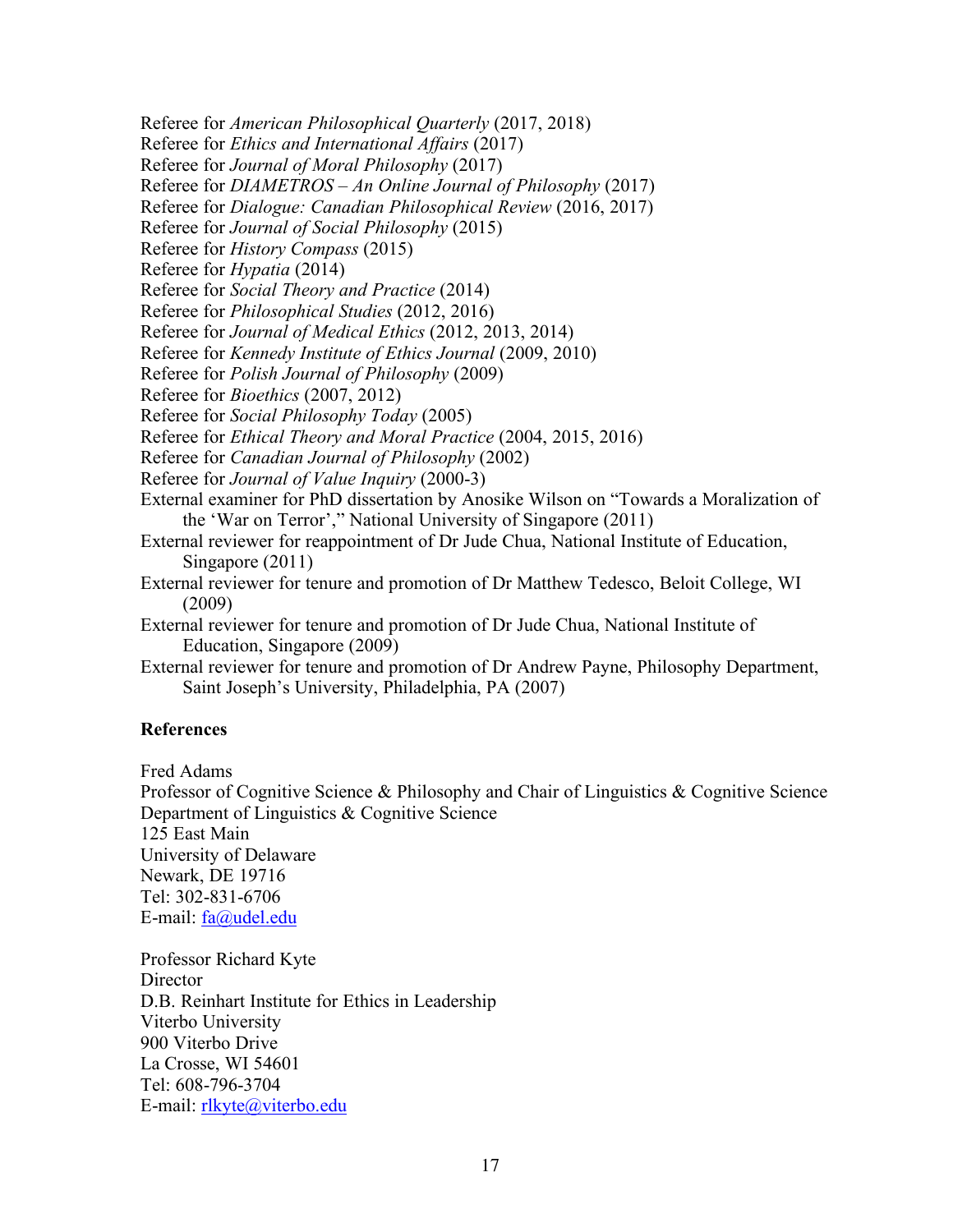Referee for *American Philosophical Quarterly* (2017, 2018)
Referee for *Ethics and International Affairs* (2017)
Referee for *Journal of Moral Philosophy* (2017)
Referee for *DIAMETROS – An Online Journal of Philosophy* (2017)
Referee for *Dialogue: Canadian Philosophical Review* (2016, 2017)
Referee for *Journal of Social Philosophy* (2015)
Referee for *History Compass* (2015)
Referee for *Hypatia* (2014)
Referee for *Social Theory and Practice* (2014)
Referee for *Philosophical Studies* (2012, 2016)
Referee for *Journal of Medical Ethics* (2012, 2013, 2014)
Referee for *Kennedy Institute of Ethics Journal* (2009, 2010)
Referee for *Polish Journal of Philosophy* (2009)
Referee for *Bioethics* (2007, 2012)
Referee for *Social Philosophy Today* (2005)
Referee for *Ethical Theory and Moral Practice* (2004, 2015, 2016)
Referee for *Canadian Journal of Philosophy* (2002)
Referee for *Journal of Value Inquiry* (2000-3)
External examiner for PhD dissertation by Anosike Wilson on "Towards a Moralization of the 'War on Terror'," National University of Singapore (2011)
External reviewer for reappointment of Dr Jude Chua, National Institute of Education, Singapore (2011)
External reviewer for tenure and promotion of Dr Matthew Tedesco, Beloit College, WI (2009)
External reviewer for tenure and promotion of Dr Jude Chua, National Institute of Education, Singapore (2009)
External reviewer for tenure and promotion of Dr Andrew Payne, Philosophy Department, Saint Joseph's University, Philadelphia, PA (2007)

**References**

Fred Adams
Professor of Cognitive Science & Philosophy and Chair of Linguistics & Cognitive Science
Department of Linguistics & Cognitive Science
125 East Main
University of Delaware
Newark, DE 19716
Tel: 302-831-6706
E-mail: fa@udel.edu

Professor Richard Kyte
Director
D.B. Reinhart Institute for Ethics in Leadership
Viterbo University
900 Viterbo Drive
La Crosse, WI 54601
Tel: 608-796-3704
E-mail: rlkyte@viterbo.edu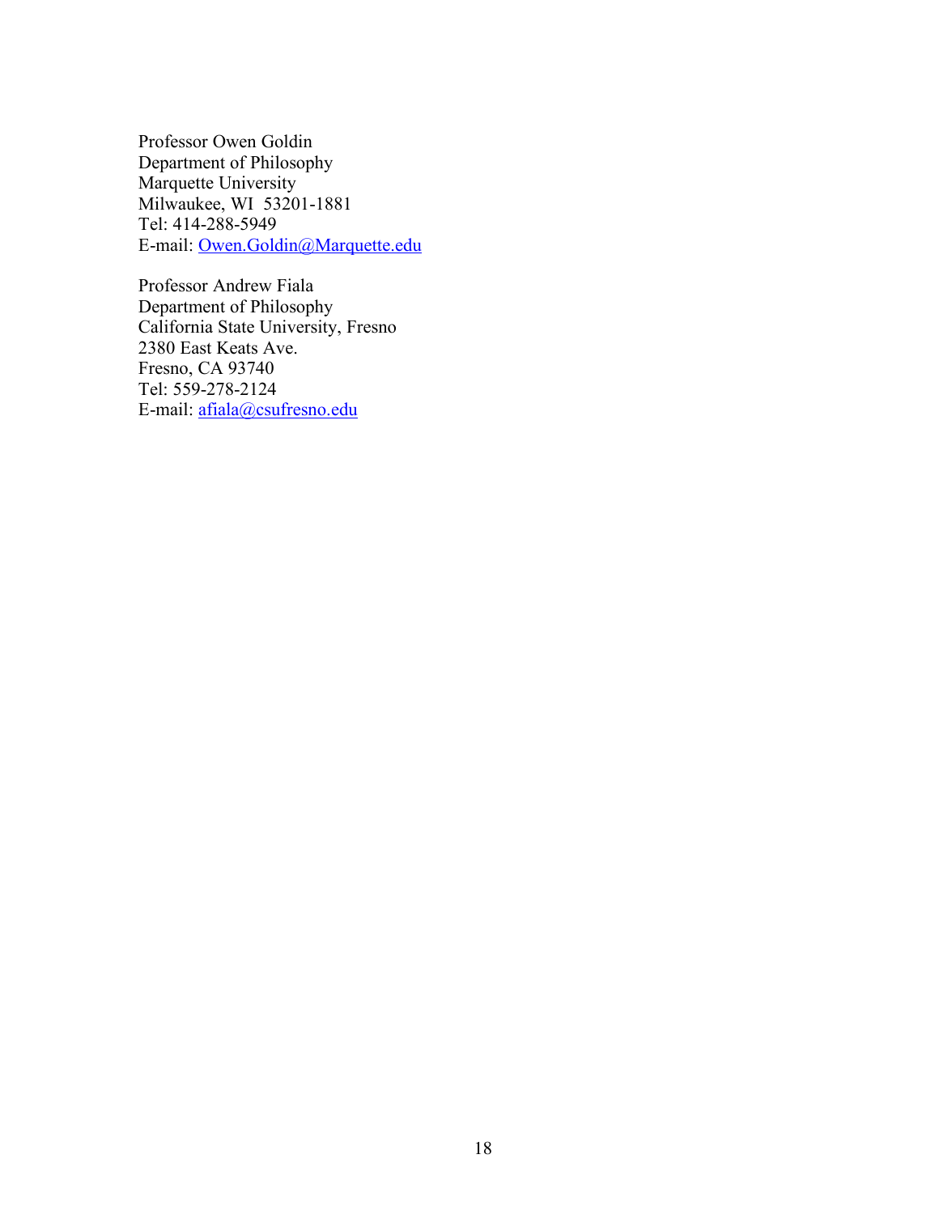Professor Owen Goldin
Department of Philosophy
Marquette University
Milwaukee, WI  53201-1881
Tel: 414-288-5949
E-mail: Owen.Goldin@Marquette.edu

Professor Andrew Fiala
Department of Philosophy
California State University, Fresno
2380 East Keats Ave.
Fresno, CA 93740
Tel: 559-278-2124
E-mail: afiala@csufresno.edu